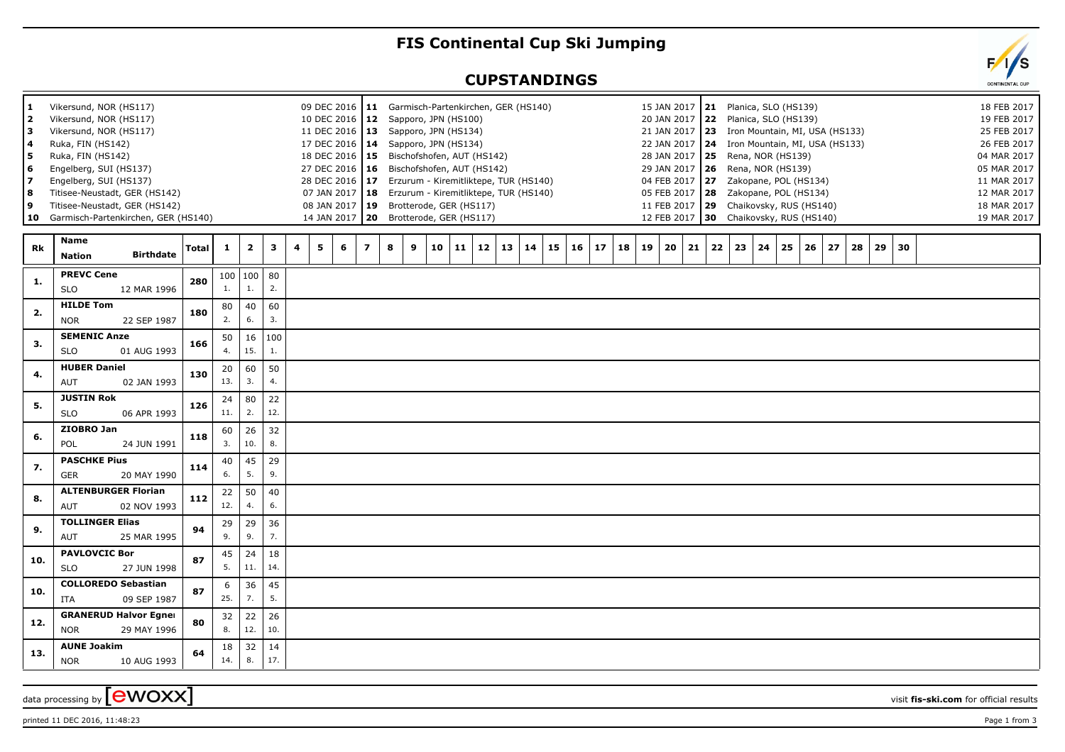# FIS Continental Cup Ski Jumping

## CUPSTANDINGS

| # | Venue | Date | # | Venue | Date | # | Venue | Date |
|---|---|---|---|---|---|---|---|---|
| 1 | Vikersund, NOR (HS117) | 09 DEC 2016 | 11 | Garmisch-Partenkirchen, GER (HS140) | 15 JAN 2017 | 21 | Planica, SLO (HS139) | 18 FEB 2017 |
| 2 | Vikersund, NOR (HS117) | 10 DEC 2016 | 12 | Sapporo, JPN (HS100) | 20 JAN 2017 | 22 | Planica, SLO (HS139) | 19 FEB 2017 |
| 3 | Vikersund, NOR (HS117) | 11 DEC 2016 | 13 | Sapporo, JPN (HS134) | 21 JAN 2017 | 23 | Iron Mountain, MI, USA (HS133) | 25 FEB 2017 |
| 4 | Ruka, FIN (HS142) | 17 DEC 2016 | 14 | Sapporo, JPN (HS134) | 22 JAN 2017 | 24 | Iron Mountain, MI, USA (HS133) | 26 FEB 2017 |
| 5 | Ruka, FIN (HS142) | 18 DEC 2016 | 15 | Bischofshofen, AUT (HS142) | 28 JAN 2017 | 25 | Rena, NOR (HS139) | 04 MAR 2017 |
| 6 | Engelberg, SUI (HS137) | 27 DEC 2016 | 16 | Bischofshofen, AUT (HS142) | 29 JAN 2017 | 26 | Rena, NOR (HS139) | 05 MAR 2017 |
| 7 | Engelberg, SUI (HS137) | 28 DEC 2016 | 17 | Erzurum - Kiremitliktepe, TUR (HS140) | 04 FEB 2017 | 27 | Zakopane, POL (HS134) | 11 MAR 2017 |
| 8 | Titisee-Neustadt, GER (HS142) | 07 JAN 2017 | 18 | Erzurum - Kiremitliktepe, TUR (HS140) | 05 FEB 2017 | 28 | Zakopane, POL (HS134) | 12 MAR 2017 |
| 9 | Titisee-Neustadt, GER (HS142) | 08 JAN 2017 | 19 | Brotterode, GER (HS117) | 11 FEB 2017 | 29 | Chaikovsky, RUS (HS140) | 18 MAR 2017 |
| 10 | Garmisch-Partenkirchen, GER (HS140) | 14 JAN 2017 | 20 | Brotterode, GER (HS117) | 12 FEB 2017 | 30 | Chaikovsky, RUS (HS140) | 19 MAR 2017 |

| Rk | Name / Nation | Birthdate | Total | 1 | 2 | 3 | 4 | 5 | 6 | 7 | 8 | 9 | 10 | 11 | 12 | 13 | 14 | 15 | 16 | 17 | 18 | 19 | 20 | 21 | 22 | 23 | 24 | 25 | 26 | 27 | 28 | 29 | 30 |
|---|---|---|---|---|---|---|---|---|---|---|---|---|---|---|---|---|---|---|---|---|---|---|---|---|---|---|---|---|---|---|---|---|---|
| 1. | **PREVC Cene** SLO | 12 MAR 1996 | 280 | 100 (1.) | 100 (1.) | 80 (2.) | | | | | | | | | | | | | | | | | | | | | | | | | | | |
| 2. | **HILDE Tom** NOR | 22 SEP 1987 | 180 | 80 (2.) | 40 (6.) | 60 (3.) | | | | | | | | | | | | | | | | | | | | | | | | | | | |
| 3. | **SEMENIC Anze** SLO | 01 AUG 1993 | 166 | 50 (4.) | 16 (15.) | 100 (1.) | | | | | | | | | | | | | | | | | | | | | | | | | | | |
| 4. | **HUBER Daniel** AUT | 02 JAN 1993 | 130 | 20 (13.) | 60 (3.) | 50 (4.) | | | | | | | | | | | | | | | | | | | | | | | | | | | |
| 5. | **JUSTIN Rok** SLO | 06 APR 1993 | 126 | 24 (11.) | 80 (2.) | 22 (12.) | | | | | | | | | | | | | | | | | | | | | | | | | | | |
| 6. | **ZIOBRO Jan** POL | 24 JUN 1991 | 118 | 60 (3.) | 26 (10.) | 32 (8.) | | | | | | | | | | | | | | | | | | | | | | | | | | | |
| 7. | **PASCHKE Pius** GER | 20 MAY 1990 | 114 | 40 (6.) | 45 (5.) | 29 (9.) | | | | | | | | | | | | | | | | | | | | | | | | | | | |
| 8. | **ALTENBURGER Florian** AUT | 02 NOV 1993 | 112 | 22 (12.) | 50 (4.) | 40 (6.) | | | | | | | | | | | | | | | | | | | | | | | | | | | |
| 9. | **TOLLINGER Elias** AUT | 25 MAR 1995 | 94 | 29 (9.) | 29 (9.) | 36 (7.) | | | | | | | | | | | | | | | | | | | | | | | | | | | |
| 10. | **PAVLOVCIC Bor** SLO | 27 JUN 1998 | 87 | 45 (5.) | 24 (11.) | 18 (14.) | | | | | | | | | | | | | | | | | | | | | | | | | | | |
| 10. | **COLLOREDO Sebastian** ITA | 09 SEP 1987 | 87 | 6 (25.) | 36 (7.) | 45 (5.) | | | | | | | | | | | | | | | | | | | | | | | | | | | |
| 12. | **GRANERUD Halvor Egner** NOR | 29 MAY 1996 | 80 | 32 (8.) | 22 (12.) | 26 (10.) | | | | | | | | | | | | | | | | | | | | | | | | | | | |
| 13. | **AUNE Joakim** NOR | 10 AUG 1993 | 64 | 18 (14.) | 32 (8.) | 14 (17.) | | | | | | | | | | | | | | | | | | | | | | | | | | | |

data processing by ewoxx — visit **fis-ski.com** for official results

printed 11 DEC 2016, 11:48:23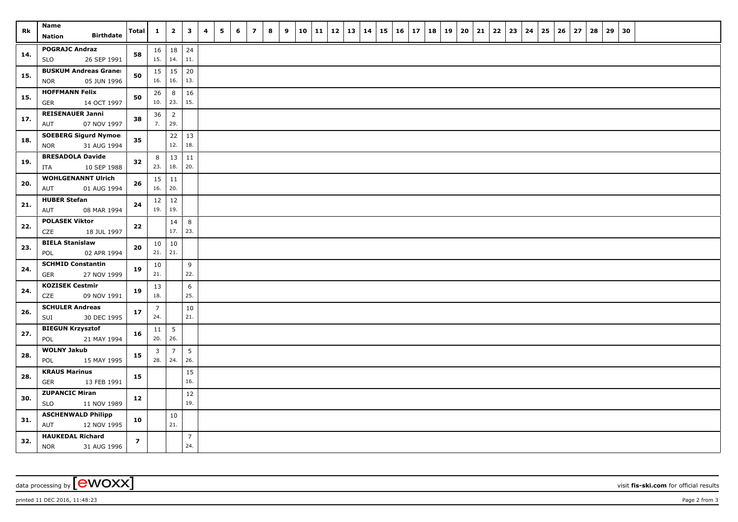| Rk | Name<br>Nation Birthdate | Total | 1 | 2 | 3 | 4 | 5 | 6 | 7 | 8 | 9 | 10 | 11 | 12 | 13 | 14 | 15 | 16 | 17 | 18 | 19 | 20 | 21 | 22 | 23 | 24 | 25 | 26 | 27 | 28 | 29 | 30 |
|---|---|---|---|---|---|---|---|---|---|---|---|---|---|---|---|---|---|---|---|---|---|---|---|---|---|---|---|---|---|---|---|---|
| 14. | POGRAJC Andraz<br>SLO 26 SEP 1991 | 58 | 16<br>15. | 18<br>14. | 24<br>11. | | | | | | | | | | | | | | | | | | | | | | | | | | | |
| 15. | BUSKUM Andreas Granei<br>NOR 05 JUN 1996 | 50 | 15<br>16. | 15<br>16. | 20<br>13. | | | | | | | | | | | | | | | | | | | | | | | | | | | |
| 15. | HOFFMANN Felix<br>GER 14 OCT 1997 | 50 | 26<br>10. | 8<br>23. | 16<br>15. | | | | | | | | | | | | | | | | | | | | | | | | | | | |
| 17. | REISENAUER Janni<br>AUT 07 NOV 1997 | 38 | 36<br>7. | 2<br>29. | | | | | | | | | | | | | | | | | | | | | | | | | | | | |
| 18. | SOEBERG Sigurd Nymoei<br>NOR 31 AUG 1994 | 35 | | 22<br>12. | 13<br>18. | | | | | | | | | | | | | | | | | | | | | | | | | | | |
| 19. | BRESADOLA Davide<br>ITA 10 SEP 1988 | 32 | 8<br>23. | 13<br>18. | 11<br>20. | | | | | | | | | | | | | | | | | | | | | | | | | | | |
| 20. | WOHLGENANNT Ulrich<br>AUT 01 AUG 1994 | 26 | 15<br>16. | 11<br>20. | | | | | | | | | | | | | | | | | | | | | | | | | | | | |
| 21. | HUBER Stefan<br>AUT 08 MAR 1994 | 24 | 12<br>19. | 12<br>19. | | | | | | | | | | | | | | | | | | | | | | | | | | | | |
| 22. | POLASEK Viktor<br>CZE 18 JUL 1997 | 22 | | 14<br>17. | 8<br>23. | | | | | | | | | | | | | | | | | | | | | | | | | | | |
| 23. | BIELA Stanislaw<br>POL 02 APR 1994 | 20 | 10<br>21. | 10<br>21. | | | | | | | | | | | | | | | | | | | | | | | | | | | | |
| 24. | SCHMID Constantin<br>GER 27 NOV 1999 | 19 | 10<br>21. | | 9<br>22. | | | | | | | | | | | | | | | | | | | | | | | | | | | |
| 24. | KOZISEK Cestmir<br>CZE 09 NOV 1991 | 19 | 13<br>18. | | 6<br>25. | | | | | | | | | | | | | | | | | | | | | | | | | | | |
| 26. | SCHULER Andreas<br>SUI 30 DEC 1995 | 17 | 7<br>24. | | 10<br>21. | | | | | | | | | | | | | | | | | | | | | | | | | | | |
| 27. | BIEGUN Krzysztof<br>POL 21 MAY 1994 | 16 | 11<br>20. | 5<br>26. | | | | | | | | | | | | | | | | | | | | | | | | | | | | |
| 28. | WOLNY Jakub<br>POL 15 MAY 1995 | 15 | 3<br>28. | 7<br>24. | 5<br>26. | | | | | | | | | | | | | | | | | | | | | | | | | | | |
| 28. | KRAUS Marinus<br>GER 13 FEB 1991 | 15 | | | 15<br>16. | | | | | | | | | | | | | | | | | | | | | | | | | | | |
| 30. | ZUPANCIC Miran<br>SLO 11 NOV 1989 | 12 | | | 12<br>19. | | | | | | | | | | | | | | | | | | | | | | | | | | | |
| 31. | ASCHENWALD Philipp<br>AUT 12 NOV 1995 | 10 | | 10<br>21. | | | | | | | | | | | | | | | | | | | | | | | | | | | | |
| 32. | HAUKEDAL Richard<br>NOR 31 AUG 1996 | 7 | | | 7<br>24. | | | | | | | | | | | | | | | | | | | | | | | | | | | |

data processing by [ewoxx] visit **fis-ski.com** for official results

printed 11 DEC 2016, 11:48:23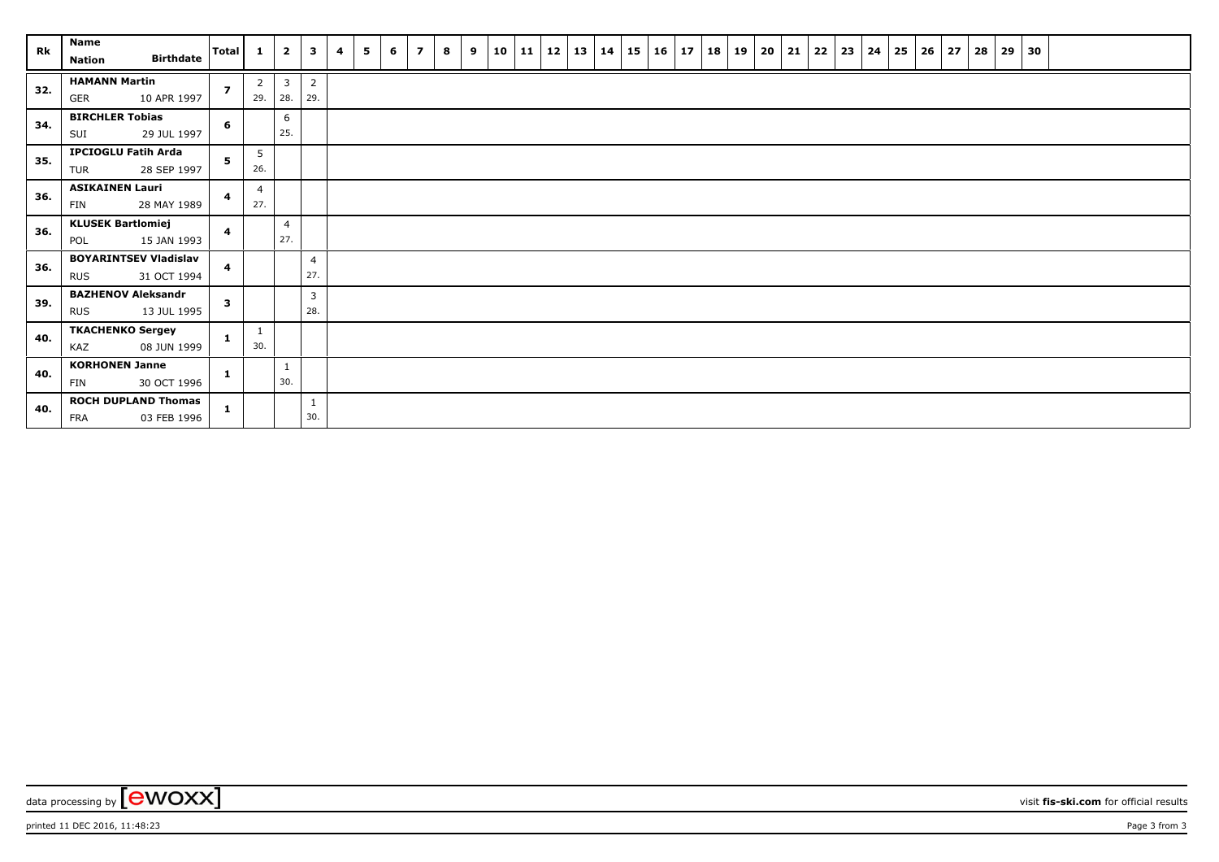| Rk | Name<br>Nation Birthdate | Total | 1 | 2 | 3 | 4 | 5 | 6 | 7 | 8 | 9 | 10 | 11 | 12 | 13 | 14 | 15 | 16 | 17 | 18 | 19 | 20 | 21 | 22 | 23 | 24 | 25 | 26 | 27 | 28 | 29 | 30 |
|---|---|---|---|---|---|---|---|---|---|---|---|---|---|---|---|---|---|---|---|---|---|---|---|---|---|---|---|---|---|---|---|---|
| 32. | **HAMANN Martin**<br>GER 10 APR 1997 | **7** | 2<br>29. | 3<br>28. | 2<br>29. | | | | | | | | | | | | | | | | | | | | | | | | | | | |
| 34. | **BIRCHLER Tobias**<br>SUI 29 JUL 1997 | **6** | | 6<br>25. | | | | | | | | | | | | | | | | | | | | | | | | | | | | |
| 35. | **IPCIOGLU Fatih Arda**<br>TUR 28 SEP 1997 | **5** | 5<br>26. | | | | | | | | | | | | | | | | | | | | | | | | | | | | | |
| 36. | **ASIKAINEN Lauri**<br>FIN 28 MAY 1989 | **4** | 4<br>27. | | | | | | | | | | | | | | | | | | | | | | | | | | | | | |
| 36. | **KLUSEK Bartlomiej**<br>POL 15 JAN 1993 | **4** | | 4<br>27. | | | | | | | | | | | | | | | | | | | | | | | | | | | | |
| 36. | **BOYARINTSEV Vladislav**<br>RUS 31 OCT 1994 | **4** | | | 4<br>27. | | | | | | | | | | | | | | | | | | | | | | | | | | | |
| 39. | **BAZHENOV Aleksandr**<br>RUS 13 JUL 1995 | **3** | | | 3<br>28. | | | | | | | | | | | | | | | | | | | | | | | | | | | |
| 40. | **TKACHENKO Sergey**<br>KAZ 08 JUN 1999 | **1** | 1<br>30. | | | | | | | | | | | | | | | | | | | | | | | | | | | | | |
| 40. | **KORHONEN Janne**<br>FIN 30 OCT 1996 | **1** | | 1<br>30. | | | | | | | | | | | | | | | | | | | | | | | | | | | | |
| 40. | **ROCH DUPLAND Thomas**<br>FRA 03 FEB 1996 | **1** | | | 1<br>30. | | | | | | | | | | | | | | | | | | | | | | | | | | | |

data processing by [ewoxx]

visit **fis-ski.com** for official results

printed 11 DEC 2016, 11:48:23